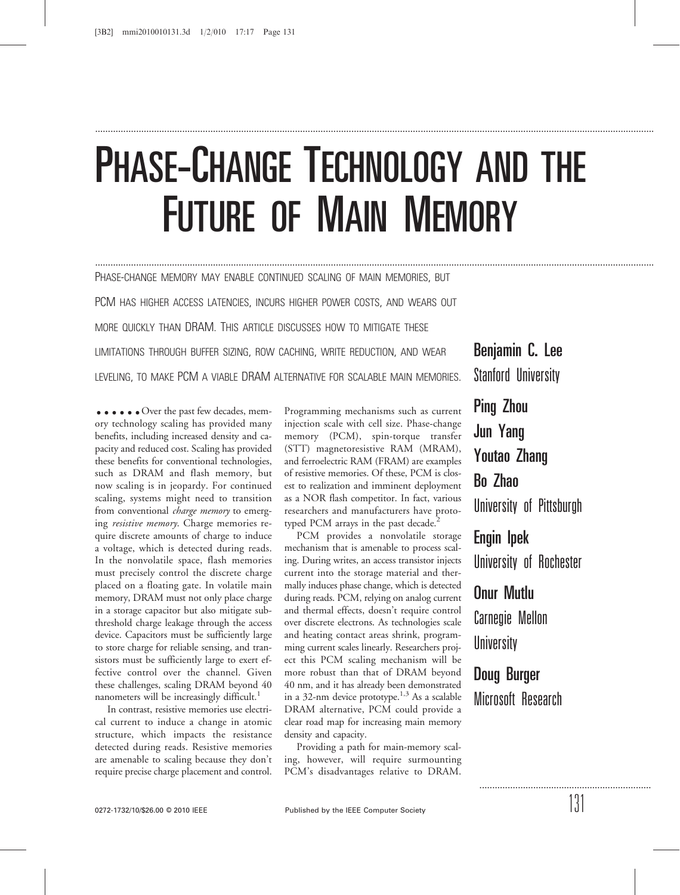# Phase-Change Technology and the Future of Main Memory

PHASE-CHANGE MEMORY MAY ENABLE CONTINUED SCALING OF MAIN MEMORIES, BUT PCM HAS HIGHER ACCESS LATENCIES, INCURS HIGHER POWER COSTS, AND WEARS OUT MORE QUICKLY THAN DRAM. THIS ARTICLE DISCUSSES HOW TO MITIGATE THESE LIMITATIONS THROUGH BUFFER SIZING, ROW CACHING, WRITE REDUCTION, AND WEAR LEVELING, TO MAKE PCM A VIABLE DRAM ALTERNATIVE FOR SCALABLE MAIN MEMORIES.

**Benjamin C. Lee**
Stanford University

**Ping Zhou**
**Jun Yang**
**Youtao Zhang**
**Bo Zhao**
University of Pittsburgh

**Engin Ipek**
University of Rochester

**Onur Mutlu**
Carnegie Mellon University

**Doug Burger**
Microsoft Research

Over the past few decades, memory technology scaling has provided many benefits, including increased density and capacity and reduced cost. Scaling has provided these benefits for conventional technologies, such as DRAM and flash memory, but now scaling is in jeopardy. For continued scaling, systems might need to transition from conventional *charge memory* to emerging *resistive memory*. Charge memories require discrete amounts of charge to induce a voltage, which is detected during reads. In the nonvolatile space, flash memories must precisely control the discrete charge placed on a floating gate. In volatile main memory, DRAM must not only place charge in a storage capacitor but also mitigate subthreshold charge leakage through the access device. Capacitors must be sufficiently large to store charge for reliable sensing, and transistors must be sufficiently large to exert effective control over the channel. Given these challenges, scaling DRAM beyond 40 nanometers will be increasingly difficult.[1]

In contrast, resistive memories use electrical current to induce a change in atomic structure, which impacts the resistance detected during reads. Resistive memories are amenable to scaling because they don't require precise charge placement and control. Programming mechanisms such as current injection scale with cell size. Phase-change memory (PCM), spin-torque transfer (STT) magnetoresistive RAM (MRAM), and ferroelectric RAM (FRAM) are examples of resistive memories. Of these, PCM is closest to realization and imminent deployment as a NOR flash competitor. In fact, various researchers and manufacturers have prototyped PCM arrays in the past decade.[2]

PCM provides a nonvolatile storage mechanism that is amenable to process scaling. During writes, an access transistor injects current into the storage material and thermally induces phase change, which is detected during reads. PCM, relying on analog current and thermal effects, doesn't require control over discrete electrons. As technologies scale and heating contact areas shrink, programming current scales linearly. Researchers project this PCM scaling mechanism will be more robust than that of DRAM beyond 40 nm, and it has already been demonstrated in a 32-nm device prototype.[1,3] As a scalable DRAM alternative, PCM could provide a clear road map for increasing main memory density and capacity.

Providing a path for main-memory scaling, however, will require surmounting PCM's disadvantages relative to DRAM.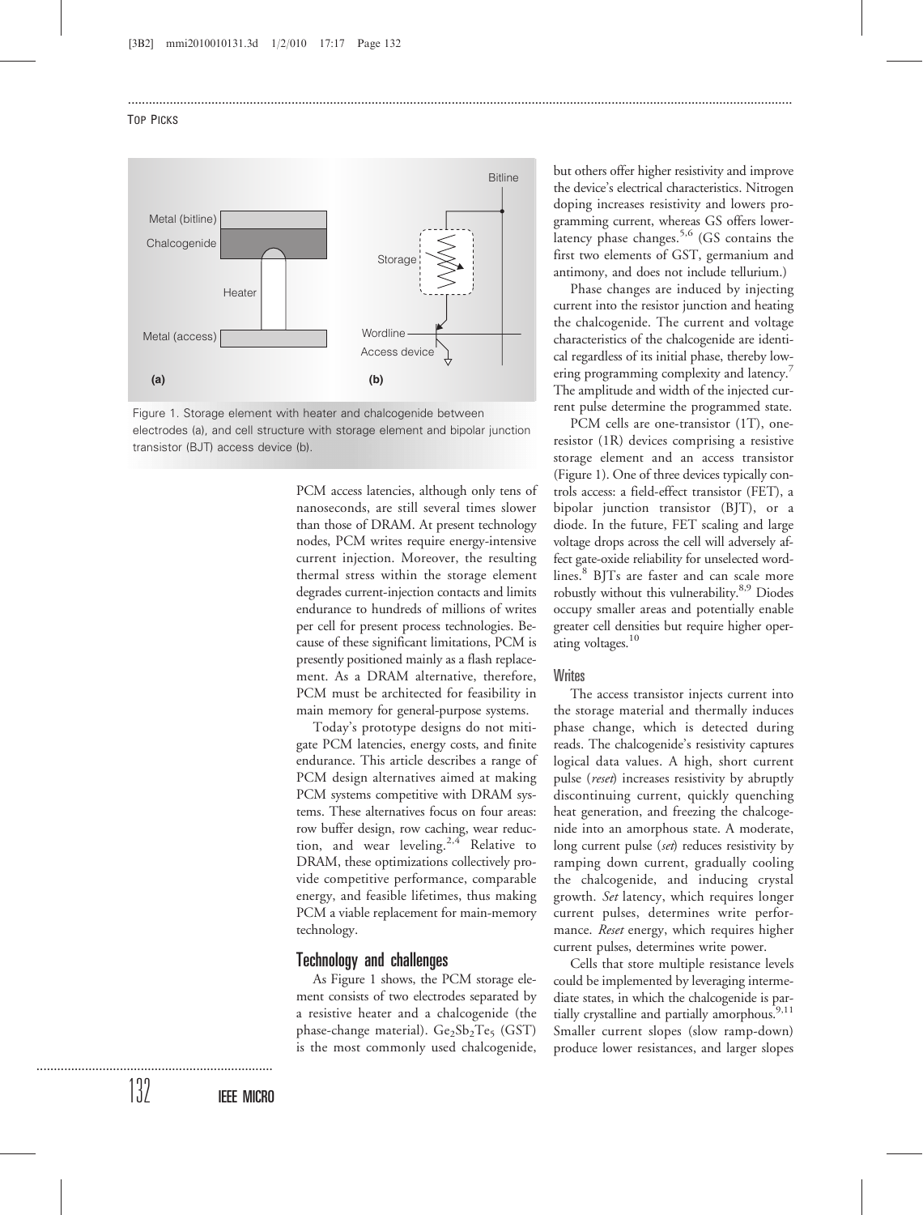Figure 1. Storage element with heater and chalcogenide between electrodes (a), and cell structure with storage element and bipolar junction transistor (BJT) access device (b).

PCM access latencies, although only tens of nanoseconds, are still several times slower than those of DRAM. At present technology nodes, PCM writes require energy-intensive current injection. Moreover, the resulting thermal stress within the storage element degrades current-injection contacts and limits endurance to hundreds of millions of writes per cell for present process technologies. Because of these significant limitations, PCM is presently positioned mainly as a flash replacement. As a DRAM alternative, therefore, PCM must be architected for feasibility in main memory for general-purpose systems.

Today's prototype designs do not mitigate PCM latencies, energy costs, and finite endurance. This article describes a range of PCM design alternatives aimed at making PCM systems competitive with DRAM systems. These alternatives focus on four areas: row buffer design, row caching, wear reduction, and wear leveling.[2,4] Relative to DRAM, these optimizations collectively provide competitive performance, comparable energy, and feasible lifetimes, thus making PCM a viable replacement for main-memory technology.

## Technology and challenges

As Figure 1 shows, the PCM storage element consists of two electrodes separated by a resistive heater and a chalcogenide (the phase-change material). $Ge_2Sb_2Te_5$ (GST) is the most commonly used chalcogenide, but others offer higher resistivity and improve the device's electrical characteristics. Nitrogen doping increases resistivity and lowers programming current, whereas GS offers lower-latency phase changes.[5,6] (GS contains the first two elements of GST, germanium and antimony, and does not include tellurium.)

Phase changes are induced by injecting current into the resistor junction and heating the chalcogenide. The current and voltage characteristics of the chalcogenide are identical regardless of its initial phase, thereby lowering programming complexity and latency.[7] The amplitude and width of the injected current pulse determine the programmed state.

PCM cells are one-transistor (1T), one-resistor (1R) devices comprising a resistive storage element and an access transistor (Figure 1). One of three devices typically controls access: a field-effect transistor (FET), a bipolar junction transistor (BJT), or a diode. In the future, FET scaling and large voltage drops across the cell will adversely affect gate-oxide reliability for unselected wordlines.[8] BJTs are faster and can scale more robustly without this vulnerability.[8,9] Diodes occupy smaller areas and potentially enable greater cell densities but require higher operating voltages.[10]

### Writes

The access transistor injects current into the storage material and thermally induces phase change, which is detected during reads. The chalcogenide's resistivity captures logical data values. A high, short current pulse (*reset*) increases resistivity by abruptly discontinuing current, quickly quenching heat generation, and freezing the chalcogenide into an amorphous state. A moderate, long current pulse (*set*) reduces resistivity by ramping down current, gradually cooling the chalcogenide, and inducing crystal growth. *Set* latency, which requires longer current pulses, determines write performance. *Reset* energy, which requires higher current pulses, determines write power.

Cells that store multiple resistance levels could be implemented by leveraging intermediate states, in which the chalcogenide is partially crystalline and partially amorphous.[9,11] Smaller current slopes (slow ramp-down) produce lower resistances, and larger slopes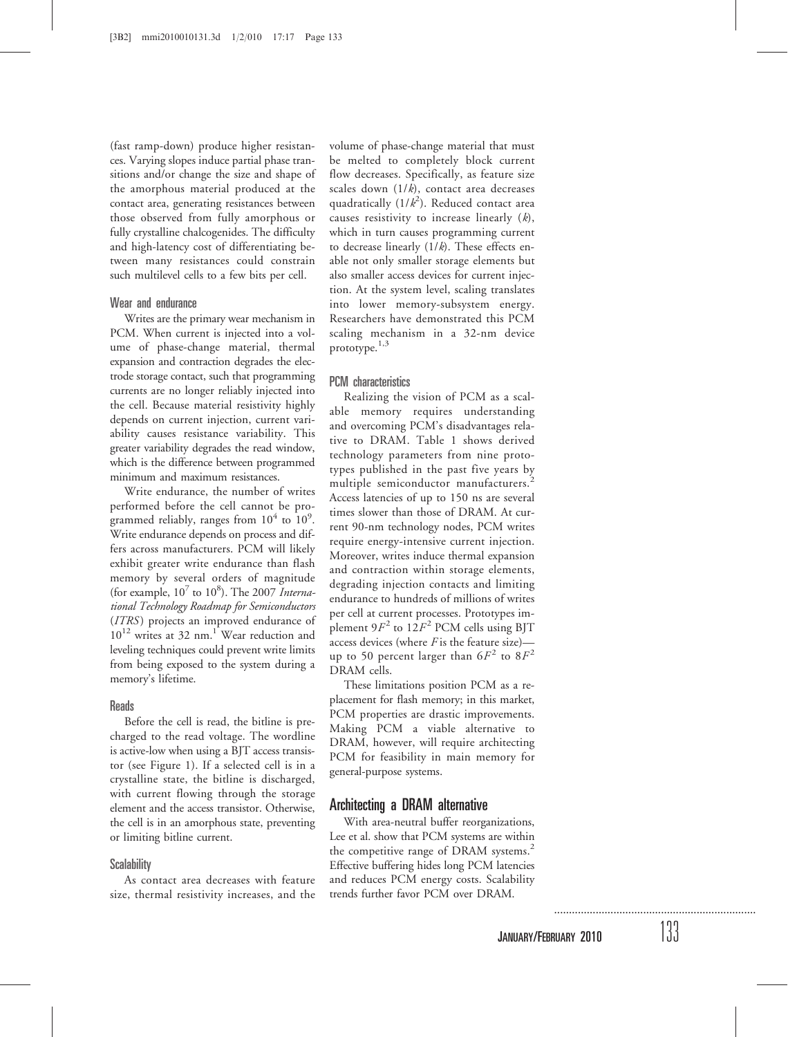(fast ramp-down) produce higher resistances. Varying slopes induce partial phase transitions and/or change the size and shape of the amorphous material produced at the contact area, generating resistances between those observed from fully amorphous or fully crystalline chalcogenides. The difficulty and high-latency cost of differentiating between many resistances could constrain such multilevel cells to a few bits per cell.

### Wear and endurance

Writes are the primary wear mechanism in PCM. When current is injected into a volume of phase-change material, thermal expansion and contraction degrades the electrode storage contact, such that programming currents are no longer reliably injected into the cell. Because material resistivity highly depends on current injection, current variability causes resistance variability. This greater variability degrades the read window, which is the difference between programmed minimum and maximum resistances.

Write endurance, the number of writes performed before the cell cannot be programmed reliably, ranges from $10^4$ to $10^9$. Write endurance depends on process and differs across manufacturers. PCM will likely exhibit greater write endurance than flash memory by several orders of magnitude (for example, $10^7$ to $10^8$). The 2007 *International Technology Roadmap for Semiconductors* (*ITRS*) projects an improved endurance of $10^{12}$ writes at 32 nm.[1] Wear reduction and leveling techniques could prevent write limits from being exposed to the system during a memory's lifetime.

### Reads

Before the cell is read, the bitline is precharged to the read voltage. The wordline is active-low when using a BJT access transistor (see Figure 1). If a selected cell is in a crystalline state, the bitline is discharged, with current flowing through the storage element and the access transistor. Otherwise, the cell is in an amorphous state, preventing or limiting bitline current.

### Scalability

As contact area decreases with feature size, thermal resistivity increases, and the volume of phase-change material that must be melted to completely block current flow decreases. Specifically, as feature size scales down ($1/k$), contact area decreases quadratically ($1/k^2$). Reduced contact area causes resistivity to increase linearly ($k$), which in turn causes programming current to decrease linearly ($1/k$). These effects enable not only smaller storage elements but also smaller access devices for current injection. At the system level, scaling translates into lower memory-subsystem energy. Researchers have demonstrated this PCM scaling mechanism in a 32-nm device prototype.[1,3]

### PCM characteristics

Realizing the vision of PCM as a scalable memory requires understanding and overcoming PCM's disadvantages relative to DRAM. Table 1 shows derived technology parameters from nine prototypes published in the past five years by multiple semiconductor manufacturers.[2] Access latencies of up to 150 ns are several times slower than those of DRAM. At current 90-nm technology nodes, PCM writes require energy-intensive current injection. Moreover, writes induce thermal expansion and contraction within storage elements, degrading injection contacts and limiting endurance to hundreds of millions of writes per cell at current processes. Prototypes implement $9F^2$ to $12F^2$ PCM cells using BJT access devices (where $F$ is the feature size)—up to 50 percent larger than $6F^2$ to $8F^2$ DRAM cells.

These limitations position PCM as a replacement for flash memory; in this market, PCM properties are drastic improvements. Making PCM a viable alternative to DRAM, however, will require architecting PCM for feasibility in main memory for general-purpose systems.

## Architecting a DRAM alternative

With area-neutral buffer reorganizations, Lee et al. show that PCM systems are within the competitive range of DRAM systems.[2] Effective buffering hides long PCM latencies and reduces PCM energy costs. Scalability trends further favor PCM over DRAM.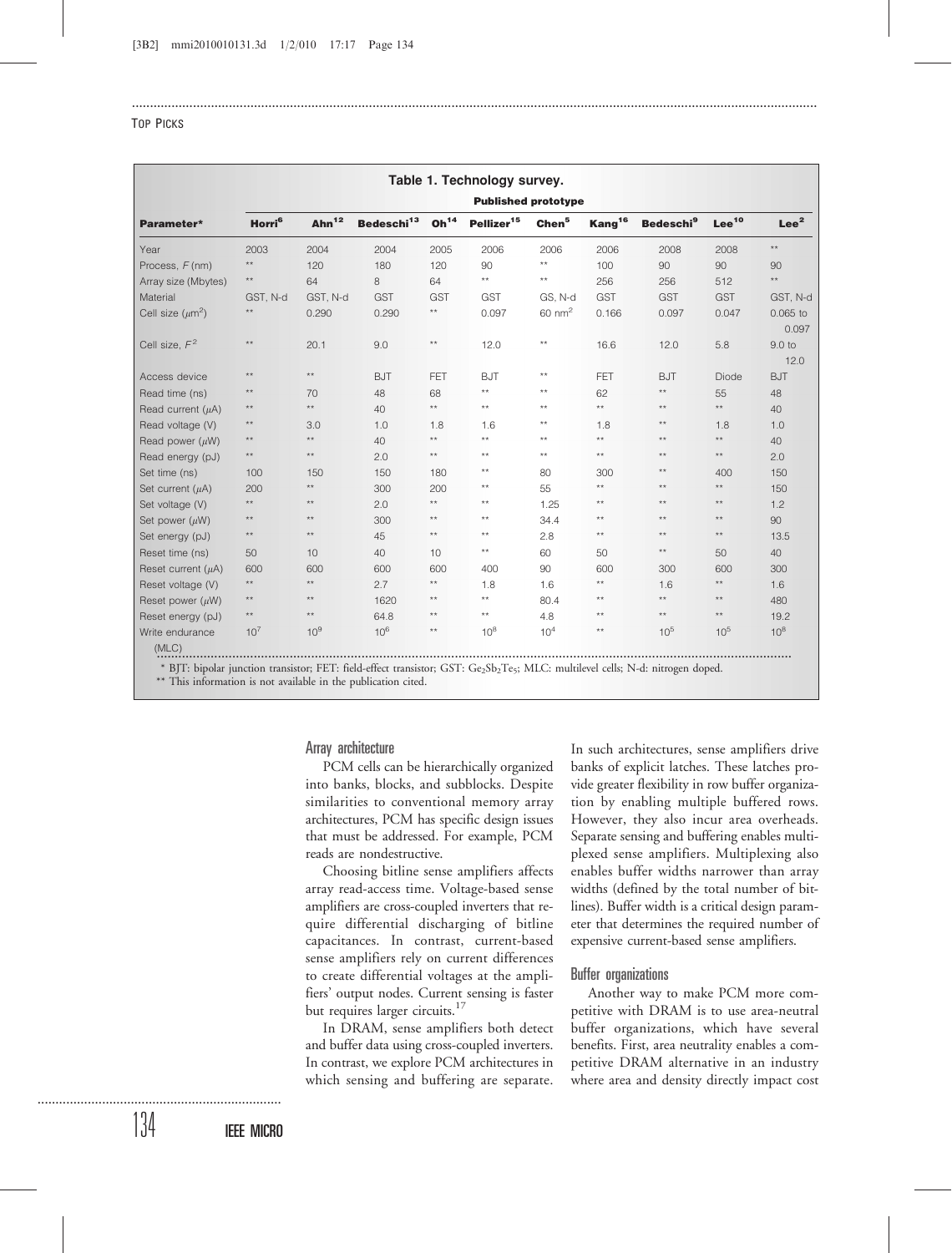**Table 1. Technology survey.**

| Parameter* | Published prototype | | | | | | | | | |
|---|---|---|---|---|---|---|---|---|---|---|
| | Horri[6] | Ahn[12] | Bedeschi[13] | Oh[14] | Pellizer[15] | Chen[5] | Kang[16] | Bedeschi[9] | Lee[10] | Lee[2] |
| Year | 2003 | 2004 | 2004 | 2005 | 2006 | 2006 | 2006 | 2008 | 2008 | ** |
| Process, $F$ (nm) | ** | 120 | 180 | 120 | 90 | ** | 100 | 90 | 90 | 90 |
| Array size (Mbytes) | ** | 64 | 8 | 64 | ** | ** | 256 | 256 | 512 | ** |
| Material | GST, N-d | GST, N-d | GST | GST | GST | GS, N-d | GST | GST | GST | GST, N-d |
| Cell size ($\mu m^2$) | ** | 0.290 | 0.290 | ** | 0.097 | 60 $nm^2$ | 0.166 | 0.097 | 0.047 | 0.065 to 0.097 |
| Cell size, $F^2$ | ** | 20.1 | 9.0 | ** | 12.0 | ** | 16.6 | 12.0 | 5.8 | 9.0 to 12.0 |
| Access device | ** | ** | BJT | FET | BJT | ** | FET | BJT | Diode | BJT |
| Read time (ns) | ** | 70 | 48 | 68 | ** | ** | 62 | ** | 55 | 48 |
| Read current ($\mu$A) | ** | ** | 40 | ** | ** | ** | ** | ** | ** | 40 |
| Read voltage (V) | ** | 3.0 | 1.0 | 1.8 | 1.6 | ** | 1.8 | ** | 1.8 | 1.0 |
| Read power ($\mu$W) | ** | ** | 40 | ** | ** | ** | ** | ** | ** | 40 |
| Read energy (pJ) | ** | ** | 2.0 | ** | ** | ** | ** | ** | ** | 2.0 |
| Set time (ns) | 100 | 150 | 150 | 180 | ** | 80 | 300 | ** | 400 | 150 |
| Set current ($\mu$A) | 200 | ** | 300 | 200 | ** | 55 | ** | ** | ** | 150 |
| Set voltage (V) | ** | ** | 2.0 | ** | ** | 1.25 | ** | ** | ** | 1.2 |
| Set power ($\mu$W) | ** | ** | 300 | ** | ** | 34.4 | ** | ** | ** | 90 |
| Set energy (pJ) | ** | ** | 45 | ** | ** | 2.8 | ** | ** | ** | 13.5 |
| Reset time (ns) | 50 | 10 | 40 | 10 | ** | 60 | 50 | ** | 50 | 40 |
| Reset current ($\mu$A) | 600 | 600 | 600 | 600 | 400 | 90 | 600 | 300 | 600 | 300 |
| Reset voltage (V) | ** | ** | 2.7 | ** | 1.8 | 1.6 | ** | 1.6 | ** | 1.6 |
| Reset power ($\mu$W) | ** | ** | 1620 | ** | ** | 80.4 | ** | ** | ** | 480 |
| Reset energy (pJ) | ** | ** | 64.8 | ** | ** | 4.8 | ** | ** | ** | 19.2 |
| Write endurance (MLC) | $10^7$ | $10^9$ | $10^6$ | ** | $10^8$ | $10^4$ | ** | $10^5$ | $10^5$ | $10^8$ |

\* BJT: bipolar junction transistor; FET: field-effect transistor; GST: $Ge_2Sb_2Te_5$; MLC: multilevel cells; N-d: nitrogen doped.
\*\* This information is not available in the publication cited.

## Array architecture

PCM cells can be hierarchically organized into banks, blocks, and subblocks. Despite similarities to conventional memory array architectures, PCM has specific design issues that must be addressed. For example, PCM reads are nondestructive.

Choosing bitline sense amplifiers affects array read-access time. Voltage-based sense amplifiers are cross-coupled inverters that require differential discharging of bitline capacitances. In contrast, current-based sense amplifiers rely on current differences to create differential voltages at the amplifiers' output nodes. Current sensing is faster but requires larger circuits.[17]

In DRAM, sense amplifiers both detect and buffer data using cross-coupled inverters. In contrast, we explore PCM architectures in which sensing and buffering are separate. In such architectures, sense amplifiers drive banks of explicit latches. These latches provide greater flexibility in row buffer organization by enabling multiple buffered rows. However, they also incur area overheads. Separate sensing and buffering enables multiplexed sense amplifiers. Multiplexing also enables buffer widths narrower than array widths (defined by the total number of bitlines). Buffer width is a critical design parameter that determines the required number of expensive current-based sense amplifiers.

## Buffer organizations

Another way to make PCM more competitive with DRAM is to use area-neutral buffer organizations, which have several benefits. First, area neutrality enables a competitive DRAM alternative in an industry where area and density directly impact cost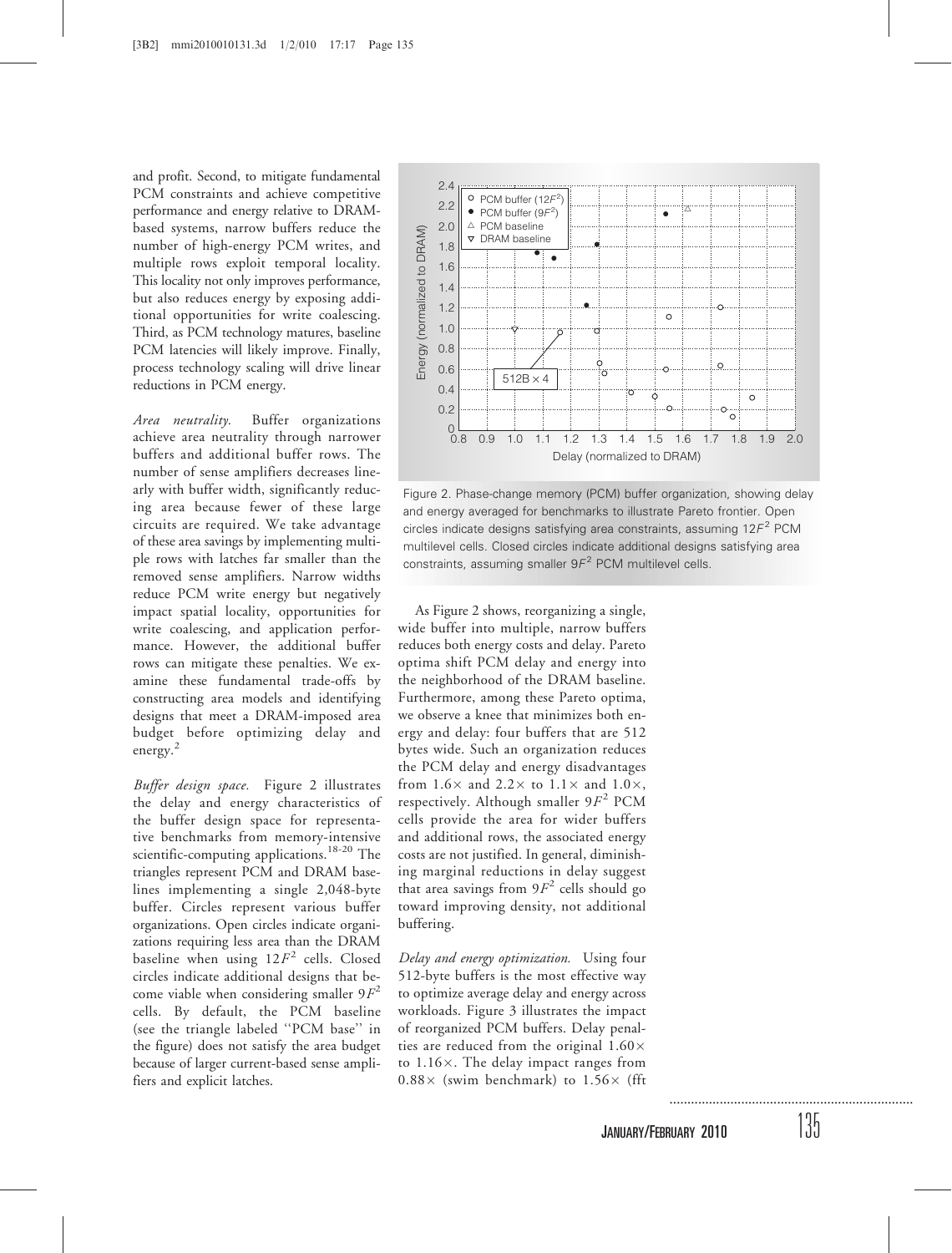and profit. Second, to mitigate fundamental PCM constraints and achieve competitive performance and energy relative to DRAM-based systems, narrow buffers reduce the number of high-energy PCM writes, and multiple rows exploit temporal locality. This locality not only improves performance, but also reduces energy by exposing additional opportunities for write coalescing. Third, as PCM technology matures, baseline PCM latencies will likely improve. Finally, process technology scaling will drive linear reductions in PCM energy.

*Area neutrality.* Buffer organizations achieve area neutrality through narrower buffers and additional buffer rows. The number of sense amplifiers decreases linearly with buffer width, significantly reducing area because fewer of these large circuits are required. We take advantage of these area savings by implementing multiple rows with latches far smaller than the removed sense amplifiers. Narrow widths reduce PCM write energy but negatively impact spatial locality, opportunities for write coalescing, and application performance. However, the additional buffer rows can mitigate these penalties. We examine these fundamental trade-offs by constructing area models and identifying designs that meet a DRAM-imposed area budget before optimizing delay and energy.[2]

*Buffer design space.* Figure 2 illustrates the delay and energy characteristics of the buffer design space for representative benchmarks from memory-intensive scientific-computing applications.[18-20] The triangles represent PCM and DRAM baselines implementing a single 2,048-byte buffer. Circles represent various buffer organizations. Open circles indicate organizations requiring less area than the DRAM baseline when using $12F^2$ cells. Closed circles indicate additional designs that become viable when considering smaller $9F^2$ cells. By default, the PCM baseline (see the triangle labeled "PCM base" in the figure) does not satisfy the area budget because of larger current-based sense amplifiers and explicit latches.

Figure 2. Phase-change memory (PCM) buffer organization, showing delay and energy averaged for benchmarks to illustrate Pareto frontier. Open circles indicate designs satisfying area constraints, assuming $12F^2$ PCM multilevel cells. Closed circles indicate additional designs satisfying area constraints, assuming smaller $9F^2$ PCM multilevel cells.

As Figure 2 shows, reorganizing a single, wide buffer into multiple, narrow buffers reduces both energy costs and delay. Pareto optima shift PCM delay and energy into the neighborhood of the DRAM baseline. Furthermore, among these Pareto optima, we observe a knee that minimizes both energy and delay: four buffers that are 512 bytes wide. Such an organization reduces the PCM delay and energy disadvantages from 1.6× and 2.2× to 1.1× and 1.0×, respectively. Although smaller $9F^2$ PCM cells provide the area for wider buffers and additional rows, the associated energy costs are not justified. In general, diminishing marginal reductions in delay suggest that area savings from $9F^2$ cells should go toward improving density, not additional buffering.

*Delay and energy optimization.* Using four 512-byte buffers is the most effective way to optimize average delay and energy across workloads. Figure 3 illustrates the impact of reorganized PCM buffers. Delay penalties are reduced from the original 1.60× to 1.16×. The delay impact ranges from 0.88× (swim benchmark) to 1.56× (fft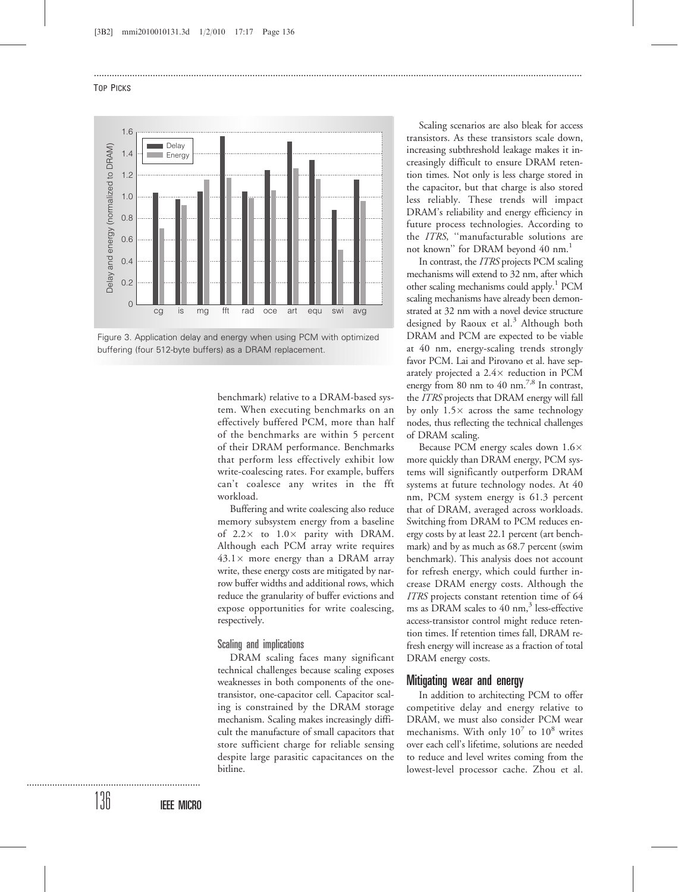Figure 3. Application delay and energy when using PCM with optimized buffering (four 512-byte buffers) as a DRAM replacement.

benchmark) relative to a DRAM-based system. When executing benchmarks on an effectively buffered PCM, more than half of the benchmarks are within 5 percent of their DRAM performance. Benchmarks that perform less effectively exhibit low write-coalescing rates. For example, buffers can't coalesce any writes in the fft workload.

Buffering and write coalescing also reduce memory subsystem energy from a baseline of $2.2\times$ to $1.0\times$ parity with DRAM. Although each PCM array write requires $43.1\times$ more energy than a DRAM array write, these energy costs are mitigated by narrow buffer widths and additional rows, which reduce the granularity of buffer evictions and expose opportunities for write coalescing, respectively.

### Scaling and implications

DRAM scaling faces many significant technical challenges because scaling exposes weaknesses in both components of the one-transistor, one-capacitor cell. Capacitor scaling is constrained by the DRAM storage mechanism. Scaling makes increasingly difficult the manufacture of small capacitors that store sufficient charge for reliable sensing despite large parasitic capacitances on the bitline.

Scaling scenarios are also bleak for access transistors. As these transistors scale down, increasing subthreshold leakage makes it increasingly difficult to ensure DRAM retention times. Not only is less charge stored in the capacitor, but that charge is also stored less reliably. These trends will impact DRAM's reliability and energy efficiency in future process technologies. According to the *ITRS*, "manufacturable solutions are not known" for DRAM beyond 40 nm.[1]

In contrast, the *ITRS* projects PCM scaling mechanisms will extend to 32 nm, after which other scaling mechanisms could apply.[1] PCM scaling mechanisms have already been demonstrated at 32 nm with a novel device structure designed by Raoux et al.[3] Although both DRAM and PCM are expected to be viable at 40 nm, energy-scaling trends strongly favor PCM. Lai and Pirovano et al. have separately projected a $2.4\times$ reduction in PCM energy from 80 nm to 40 nm.[7,8] In contrast, the *ITRS* projects that DRAM energy will fall by only $1.5\times$ across the same technology nodes, thus reflecting the technical challenges of DRAM scaling.

Because PCM energy scales down $1.6\times$ more quickly than DRAM energy, PCM systems will significantly outperform DRAM systems at future technology nodes. At 40 nm, PCM system energy is 61.3 percent that of DRAM, averaged across workloads. Switching from DRAM to PCM reduces energy costs by at least 22.1 percent (art benchmark) and by as much as 68.7 percent (swim benchmark). This analysis does not account for refresh energy, which could further increase DRAM energy costs. Although the *ITRS* projects constant retention time of 64 ms as DRAM scales to 40 nm,[3] less-effective access-transistor control might reduce retention times. If retention times fall, DRAM refresh energy will increase as a fraction of total DRAM energy costs.

## Mitigating wear and energy

In addition to architecting PCM to offer competitive delay and energy relative to DRAM, we must also consider PCM wear mechanisms. With only $10^7$ to $10^8$ writes over each cell's lifetime, solutions are needed to reduce and level writes coming from the lowest-level processor cache. Zhou et al.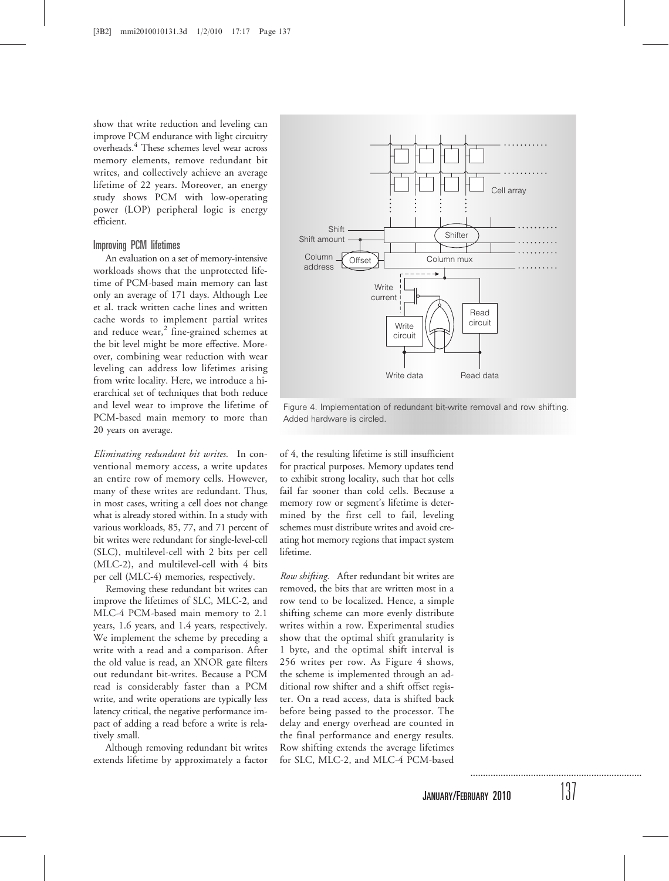show that write reduction and leveling can improve PCM endurance with light circuitry overheads.[4] These schemes level wear across memory elements, remove redundant bit writes, and collectively achieve an average lifetime of 22 years. Moreover, an energy study shows PCM with low-operating power (LOP) peripheral logic is energy efficient.

### Improving PCM lifetimes

An evaluation on a set of memory-intensive workloads shows that the unprotected lifetime of PCM-based main memory can last only an average of 171 days. Although Lee et al. track written cache lines and written cache words to implement partial writes and reduce wear,[2] fine-grained schemes at the bit level might be more effective. Moreover, combining wear reduction with wear leveling can address low lifetimes arising from write locality. Here, we introduce a hierarchical set of techniques that both reduce and level wear to improve the lifetime of PCM-based main memory to more than 20 years on average.

*Eliminating redundant bit writes.* In conventional memory access, a write updates an entire row of memory cells. However, many of these writes are redundant. Thus, in most cases, writing a cell does not change what is already stored within. In a study with various workloads, 85, 77, and 71 percent of bit writes were redundant for single-level-cell (SLC), multilevel-cell with 2 bits per cell (MLC-2), and multilevel-cell with 4 bits per cell (MLC-4) memories, respectively.

Removing these redundant bit writes can improve the lifetimes of SLC, MLC-2, and MLC-4 PCM-based main memory to 2.1 years, 1.6 years, and 1.4 years, respectively. We implement the scheme by preceding a write with a read and a comparison. After the old value is read, an XNOR gate filters out redundant bit-writes. Because a PCM read is considerably faster than a PCM write, and write operations are typically less latency critical, the negative performance impact of adding a read before a write is relatively small.

Although removing redundant bit writes extends lifetime by approximately a factor of 4, the resulting lifetime is still insufficient for practical purposes. Memory updates tend to exhibit strong locality, such that hot cells fail far sooner than cold cells. Because a memory row or segment's lifetime is determined by the first cell to fail, leveling schemes must distribute writes and avoid creating hot memory regions that impact system lifetime.

*Row shifting.* After redundant bit writes are removed, the bits that are written most in a row tend to be localized. Hence, a simple shifting scheme can more evenly distribute writes within a row. Experimental studies show that the optimal shift granularity is 1 byte, and the optimal shift interval is 256 writes per row. As Figure 4 shows, the scheme is implemented through an additional row shifter and a shift offset register. On a read access, data is shifted back before being passed to the processor. The delay and energy overhead are counted in the final performance and energy results. Row shifting extends the average lifetimes for SLC, MLC-2, and MLC-4 PCM-based

Figure 4. Implementation of redundant bit-write removal and row shifting. Added hardware is circled.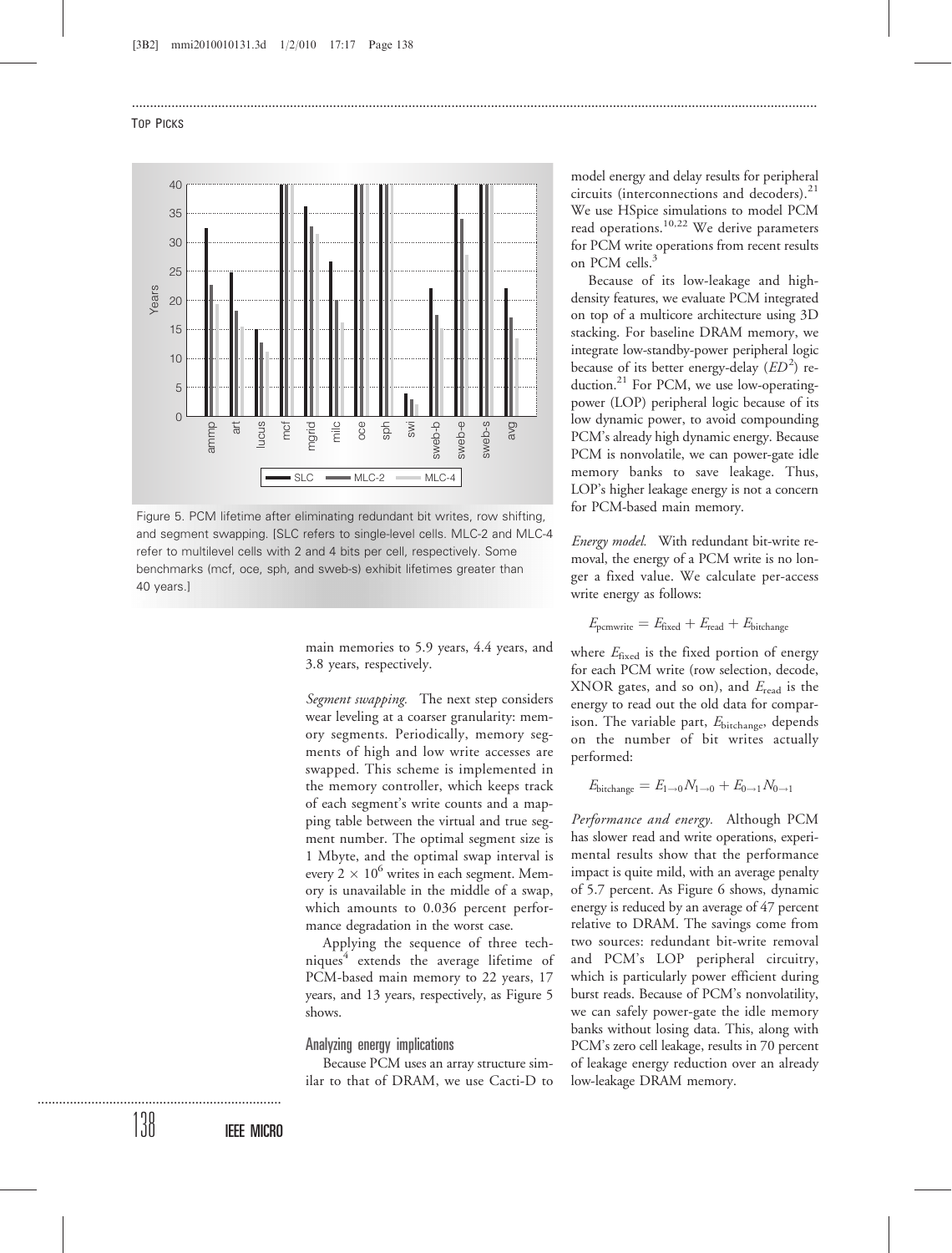Figure 5. PCM lifetime after eliminating redundant bit writes, row shifting, and segment swapping. [SLC refers to single-level cells. MLC-2 and MLC-4 refer to multilevel cells with 2 and 4 bits per cell, respectively. Some benchmarks (mcf, oce, sph, and sweb-s) exhibit lifetimes greater than 40 years.]

main memories to 5.9 years, 4.4 years, and 3.8 years, respectively.

*Segment swapping.* The next step considers wear leveling at a coarser granularity: memory segments. Periodically, memory segments of high and low write accesses are swapped. This scheme is implemented in the memory controller, which keeps track of each segment's write counts and a mapping table between the virtual and true segment number. The optimal segment size is 1 Mbyte, and the optimal swap interval is every $2 \times 10^6$ writes in each segment. Memory is unavailable in the middle of a swap, which amounts to 0.036 percent performance degradation in the worst case.

Applying the sequence of three techniques[4] extends the average lifetime of PCM-based main memory to 22 years, 17 years, and 13 years, respectively, as Figure 5 shows.

## Analyzing energy implications

Because PCM uses an array structure similar to that of DRAM, we use Cacti-D to model energy and delay results for peripheral circuits (interconnections and decoders).[21] We use HSpice simulations to model PCM read operations.[10,22] We derive parameters for PCM write operations from recent results on PCM cells.[3]

Because of its low-leakage and high-density features, we evaluate PCM integrated on top of a multicore architecture using 3D stacking. For baseline DRAM memory, we integrate low-standby-power peripheral logic because of its better energy-delay ($ED^2$) reduction.[21] For PCM, we use low-operating-power (LOP) peripheral logic because of its low dynamic power, to avoid compounding PCM's already high dynamic energy. Because PCM is nonvolatile, we can power-gate idle memory banks to save leakage. Thus, LOP's higher leakage energy is not a concern for PCM-based main memory.

*Energy model.* With redundant bit-write removal, the energy of a PCM write is no longer a fixed value. We calculate per-access write energy as follows:

$$E_{\text{pcmwrite}} = E_{\text{fixed}} + E_{\text{read}} + E_{\text{bitchange}}$$

where $E_{\text{fixed}}$ is the fixed portion of energy for each PCM write (row selection, decode, XNOR gates, and so on), and $E_{\text{read}}$ is the energy to read out the old data for comparison. The variable part, $E_{\text{bitchange}}$, depends on the number of bit writes actually performed:

$$E_{\text{bitchange}} = E_{1\to 0}N_{1\to 0} + E_{0\to 1}N_{0\to 1}$$

*Performance and energy.* Although PCM has slower read and write operations, experimental results show that the performance impact is quite mild, with an average penalty of 5.7 percent. As Figure 6 shows, dynamic energy is reduced by an average of 47 percent relative to DRAM. The savings come from two sources: redundant bit-write removal and PCM's LOP peripheral circuitry, which is particularly power efficient during burst reads. Because of PCM's nonvolatility, we can safely power-gate the idle memory banks without losing data. This, along with PCM's zero cell leakage, results in 70 percent of leakage energy reduction over an already low-leakage DRAM memory.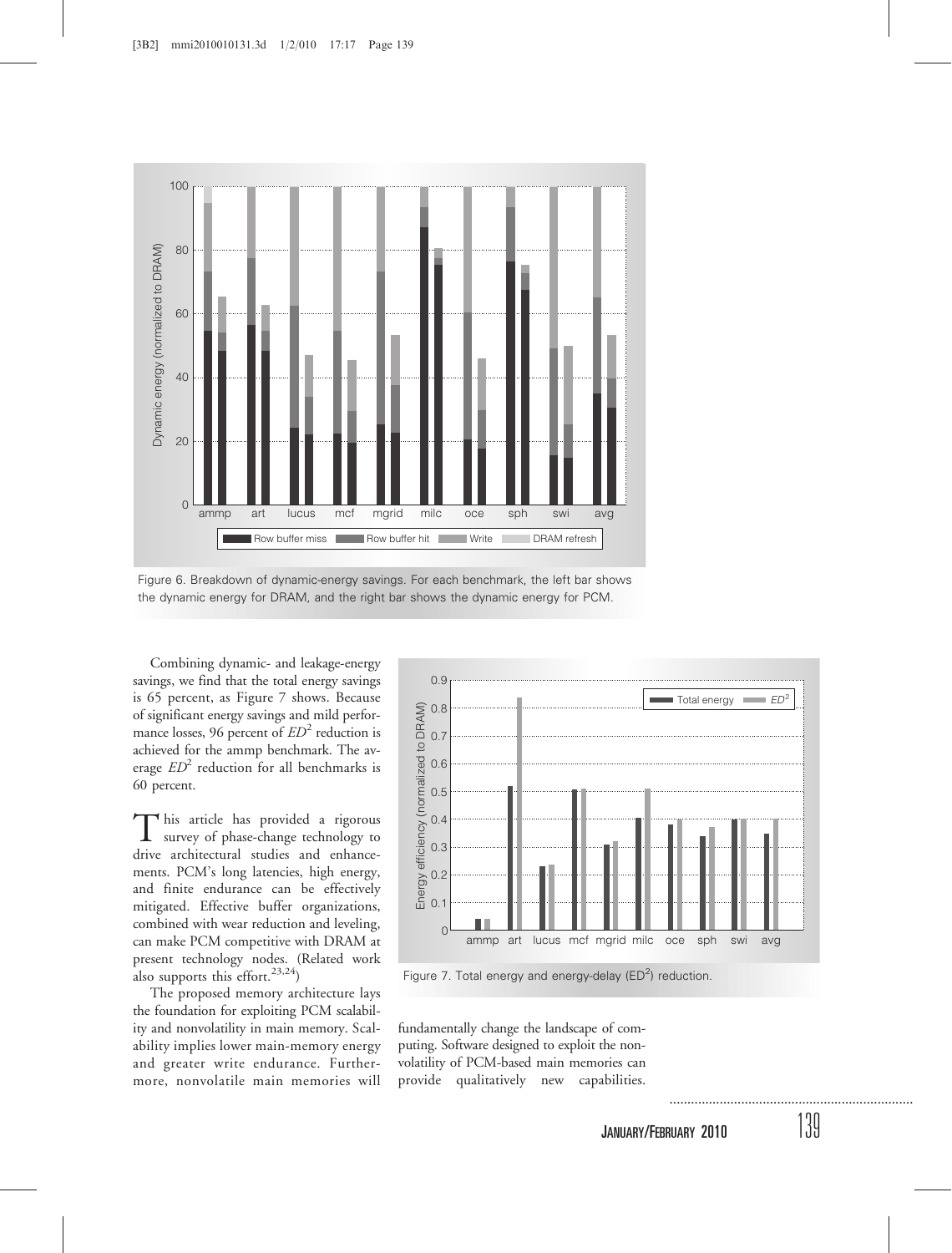Figure 6. Breakdown of dynamic-energy savings. For each benchmark, the left bar shows the dynamic energy for DRAM, and the right bar shows the dynamic energy for PCM.

Combining dynamic- and leakage-energy savings, we find that the total energy savings is 65 percent, as Figure 7 shows. Because of significant energy savings and mild performance losses, 96 percent of $ED^2$ reduction is achieved for the ammp benchmark. The average $ED^2$ reduction for all benchmarks is 60 percent.

Figure 7. Total energy and energy-delay ($ED^2$) reduction.

This article has provided a rigorous survey of phase-change technology to drive architectural studies and enhancements. PCM's long latencies, high energy, and finite endurance can be effectively mitigated. Effective buffer organizations, combined with wear reduction and leveling, can make PCM competitive with DRAM at present technology nodes. (Related work also supports this effort.[23,24])

The proposed memory architecture lays the foundation for exploiting PCM scalability and nonvolatility in main memory. Scalability implies lower main-memory energy and greater write endurance. Furthermore, nonvolatile main memories will fundamentally change the landscape of computing. Software designed to exploit the nonvolatility of PCM-based main memories can provide qualitatively new capabilities.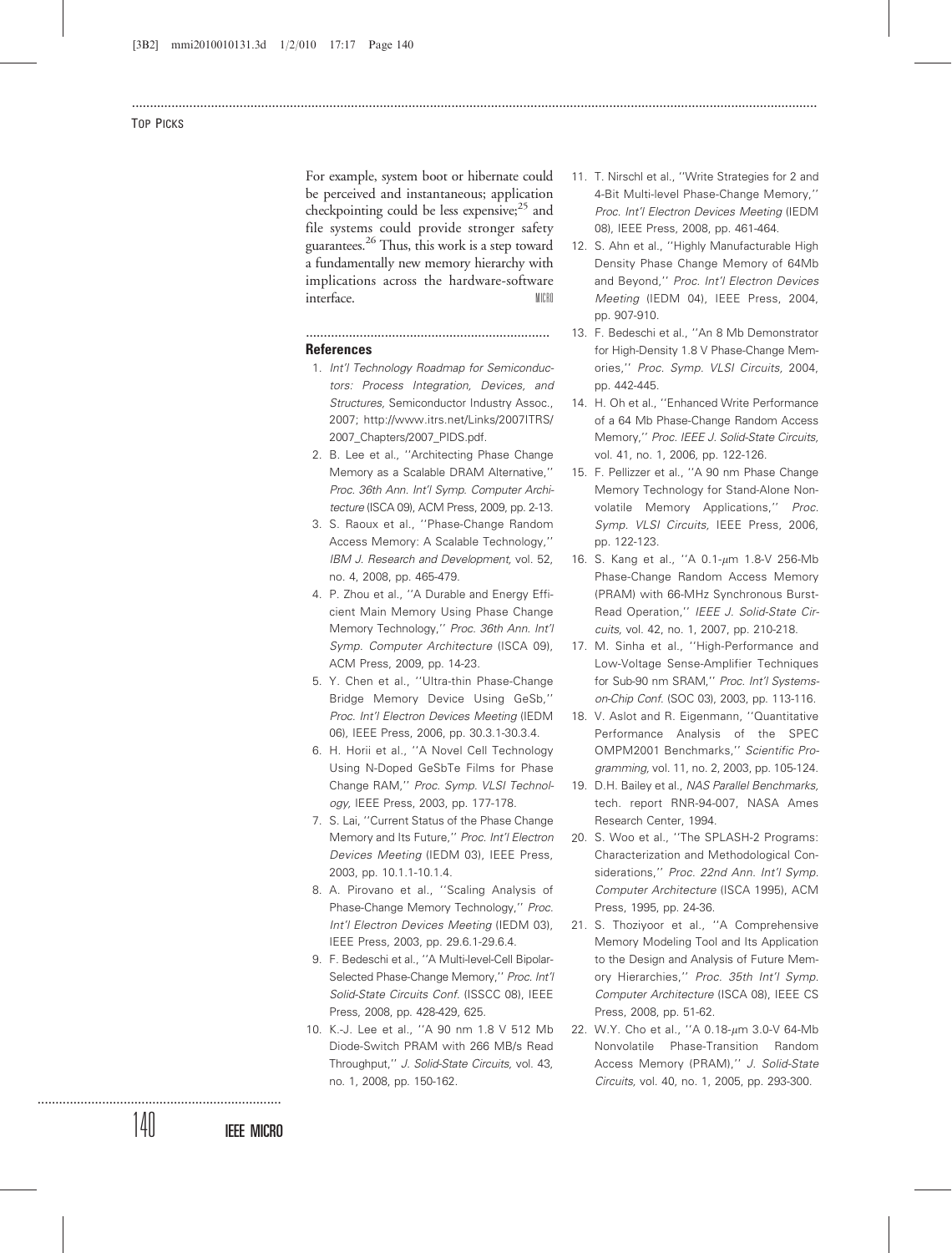For example, system boot or hibernate could be perceived and instantaneous; application checkpointing could be less expensive;[25] and file systems could provide stronger safety guarantees.[26] Thus, this work is a step toward a fundamentally new memory hierarchy with implications across the hardware-software interface.

## References

1. *Int'l Technology Roadmap for Semiconductors: Process Integration, Devices, and Structures*, Semiconductor Industry Assoc., 2007; http://www.itrs.net/Links/2007ITRS/2007_Chapters/2007_PIDS.pdf.
2. B. Lee et al., ''Architecting Phase Change Memory as a Scalable DRAM Alternative,'' *Proc. 36th Ann. Int'l Symp. Computer Architecture* (ISCA 09), ACM Press, 2009, pp. 2-13.
3. S. Raoux et al., ''Phase-Change Random Access Memory: A Scalable Technology,'' *IBM J. Research and Development*, vol. 52, no. 4, 2008, pp. 465-479.
4. P. Zhou et al., ''A Durable and Energy Efficient Main Memory Using Phase Change Memory Technology,'' *Proc. 36th Ann. Int'l Symp. Computer Architecture* (ISCA 09), ACM Press, 2009, pp. 14-23.
5. Y. Chen et al., ''Ultra-thin Phase-Change Bridge Memory Device Using GeSb,'' *Proc. Int'l Electron Devices Meeting* (IEDM 06), IEEE Press, 2006, pp. 30.3.1-30.3.4.
6. H. Horii et al., ''A Novel Cell Technology Using N-Doped GeSbTe Films for Phase Change RAM,'' *Proc. Symp. VLSI Technology*, IEEE Press, 2003, pp. 177-178.
7. S. Lai, ''Current Status of the Phase Change Memory and Its Future,'' *Proc. Int'l Electron Devices Meeting* (IEDM 03), IEEE Press, 2003, pp. 10.1.1-10.1.4.
8. A. Pirovano et al., ''Scaling Analysis of Phase-Change Memory Technology,'' *Proc. Int'l Electron Devices Meeting* (IEDM 03), IEEE Press, 2003, pp. 29.6.1-29.6.4.
9. F. Bedeschi et al., ''A Multi-level-Cell Bipolar-Selected Phase-Change Memory,'' *Proc. Int'l Solid-State Circuits Conf.* (ISSCC 08), IEEE Press, 2008, pp. 428-429, 625.
10. K.-J. Lee et al., ''A 90 nm 1.8 V 512 Mb Diode-Switch PRAM with 266 MB/s Read Throughput,'' *J. Solid-State Circuits*, vol. 43, no. 1, 2008, pp. 150-162.
11. T. Nirschl et al., ''Write Strategies for 2 and 4-Bit Multi-level Phase-Change Memory,'' *Proc. Int'l Electron Devices Meeting* (IEDM 08), IEEE Press, 2008, pp. 461-464.
12. S. Ahn et al., ''Highly Manufacturable High Density Phase Change Memory of 64Mb and Beyond,'' *Proc. Int'l Electron Devices Meeting* (IEDM 04), IEEE Press, 2004, pp. 907-910.
13. F. Bedeschi et al., ''An 8 Mb Demonstrator for High-Density 1.8 V Phase-Change Memories,'' *Proc. Symp. VLSI Circuits*, 2004, pp. 442-445.
14. H. Oh et al., ''Enhanced Write Performance of a 64 Mb Phase-Change Random Access Memory,'' *Proc. IEEE J. Solid-State Circuits*, vol. 41, no. 1, 2006, pp. 122-126.
15. F. Pellizzer et al., ''A 90 nm Phase Change Memory Technology for Stand-Alone Nonvolatile Memory Applications,'' *Proc. Symp. VLSI Circuits*, IEEE Press, 2006, pp. 122-123.
16. S. Kang et al., ''A 0.1-μm 1.8-V 256-Mb Phase-Change Random Access Memory (PRAM) with 66-MHz Synchronous Burst-Read Operation,'' *IEEE J. Solid-State Circuits*, vol. 42, no. 1, 2007, pp. 210-218.
17. M. Sinha et al., ''High-Performance and Low-Voltage Sense-Amplifier Techniques for Sub-90 nm SRAM,'' *Proc. Int'l Systems-on-Chip Conf.* (SOC 03), 2003, pp. 113-116.
18. V. Aslot and R. Eigenmann, ''Quantitative Performance Analysis of the SPEC OMPM2001 Benchmarks,'' *Scientific Programming*, vol. 11, no. 2, 2003, pp. 105-124.
19. D.H. Bailey et al., *NAS Parallel Benchmarks*, tech. report RNR-94-007, NASA Ames Research Center, 1994.
20. S. Woo et al., ''The SPLASH-2 Programs: Characterization and Methodological Considerations,'' *Proc. 22nd Ann. Int'l Symp. Computer Architecture* (ISCA 1995), ACM Press, 1995, pp. 24-36.
21. S. Thoziyoor et al., ''A Comprehensive Memory Modeling Tool and Its Application to the Design and Analysis of Future Memory Hierarchies,'' *Proc. 35th Int'l Symp. Computer Architecture* (ISCA 08), IEEE CS Press, 2008, pp. 51-62.
22. W.Y. Cho et al., ''A 0.18-μm 3.0-V 64-Mb Nonvolatile Phase-Transition Random Access Memory (PRAM),'' *J. Solid-State Circuits*, vol. 40, no. 1, 2005, pp. 293-300.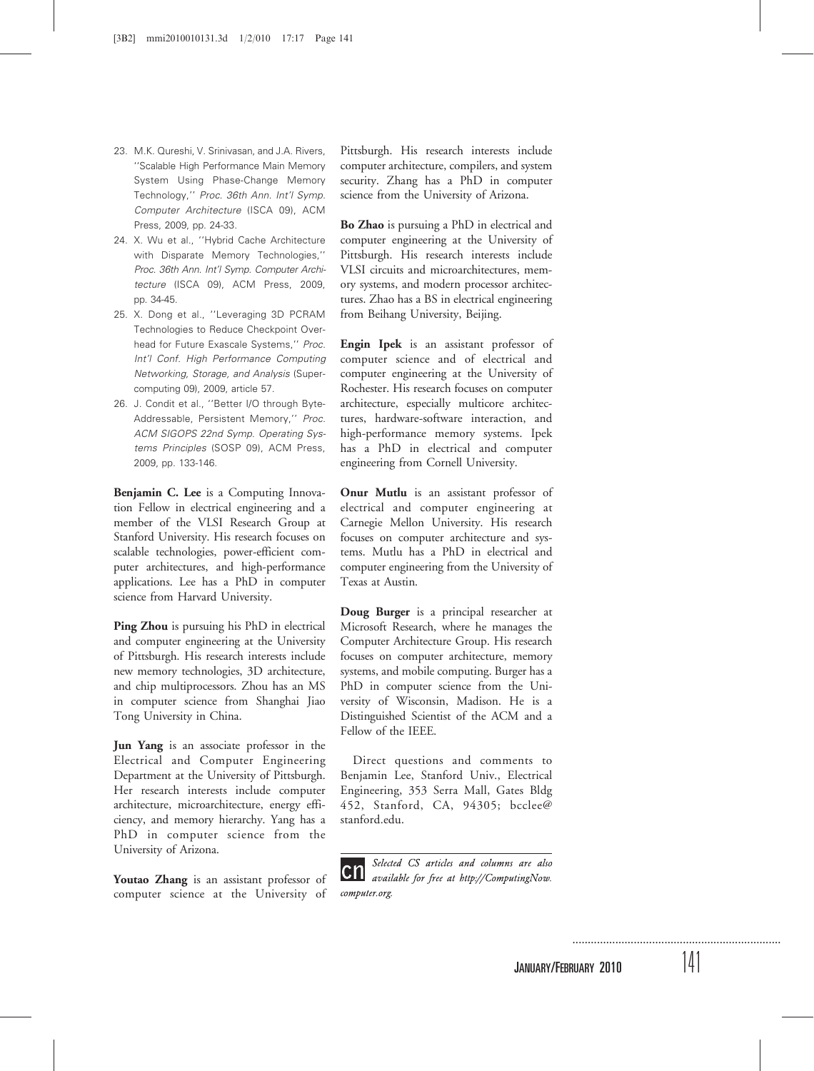23. M.K. Qureshi, V. Srinivasan, and J.A. Rivers, ''Scalable High Performance Main Memory System Using Phase-Change Memory Technology,'' *Proc. 36th Ann. Int'l Symp. Computer Architecture* (ISCA 09), ACM Press, 2009, pp. 24-33.
24. X. Wu et al., ''Hybrid Cache Architecture with Disparate Memory Technologies,'' *Proc. 36th Ann. Int'l Symp. Computer Architecture* (ISCA 09), ACM Press, 2009, pp. 34-45.
25. X. Dong et al., ''Leveraging 3D PCRAM Technologies to Reduce Checkpoint Overhead for Future Exascale Systems,'' *Proc. Int'l Conf. High Performance Computing Networking, Storage, and Analysis* (Supercomputing 09), 2009, article 57.
26. J. Condit et al., ''Better I/O through Byte-Addressable, Persistent Memory,'' *Proc. ACM SIGOPS 22nd Symp. Operating Systems Principles* (SOSP 09), ACM Press, 2009, pp. 133-146.

**Benjamin C. Lee** is a Computing Innovation Fellow in electrical engineering and a member of the VLSI Research Group at Stanford University. His research focuses on scalable technologies, power-efficient computer architectures, and high-performance applications. Lee has a PhD in computer science from Harvard University.

**Ping Zhou** is pursuing his PhD in electrical and computer engineering at the University of Pittsburgh. His research interests include new memory technologies, 3D architecture, and chip multiprocessors. Zhou has an MS in computer science from Shanghai Jiao Tong University in China.

**Jun Yang** is an associate professor in the Electrical and Computer Engineering Department at the University of Pittsburgh. Her research interests include computer architecture, microarchitecture, energy efficiency, and memory hierarchy. Yang has a PhD in computer science from the University of Arizona.

**Youtao Zhang** is an assistant professor of computer science at the University of Pittsburgh. His research interests include computer architecture, compilers, and system security. Zhang has a PhD in computer science from the University of Arizona.

**Bo Zhao** is pursuing a PhD in electrical and computer engineering at the University of Pittsburgh. His research interests include VLSI circuits and microarchitectures, memory systems, and modern processor architectures. Zhao has a BS in electrical engineering from Beihang University, Beijing.

**Engin Ipek** is an assistant professor of computer science and of electrical and computer engineering at the University of Rochester. His research focuses on computer architecture, especially multicore architectures, hardware-software interaction, and high-performance memory systems. Ipek has a PhD in electrical and computer engineering from Cornell University.

**Onur Mutlu** is an assistant professor of electrical and computer engineering at Carnegie Mellon University. His research focuses on computer architecture and systems. Mutlu has a PhD in electrical and computer engineering from the University of Texas at Austin.

**Doug Burger** is a principal researcher at Microsoft Research, where he manages the Computer Architecture Group. His research focuses on computer architecture, memory systems, and mobile computing. Burger has a PhD in computer science from the University of Wisconsin, Madison. He is a Distinguished Scientist of the ACM and a Fellow of the IEEE.

Direct questions and comments to Benjamin Lee, Stanford Univ., Electrical Engineering, 353 Serra Mall, Gates Bldg 452, Stanford, CA, 94305; bcclee@stanford.edu.

cn *Selected CS articles and columns are also available for free at http://ComputingNow.computer.org.*